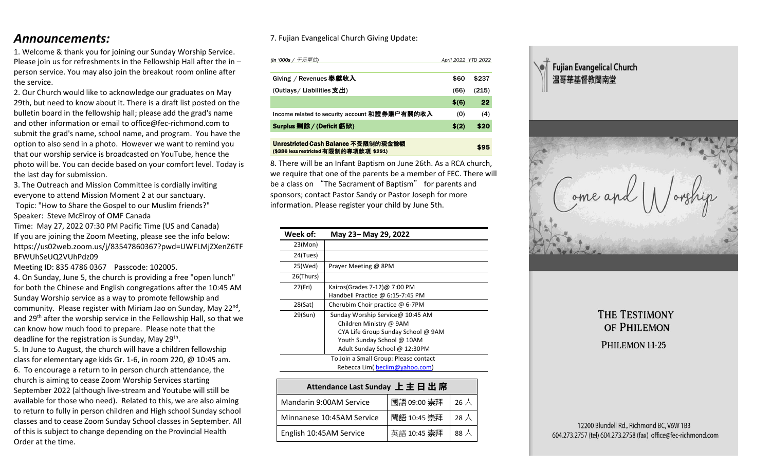## *Announcements:*

1. Welcome & thank you for joining our Sunday Worship Service. Please join us for refreshments in the Fellowship Hall after the in – person service. You may also join the breakout room online after the service.

2. Our Church would like to acknowledge our graduates on May 29th, but need to know about it. There is a draft list posted on the bulletin board in the fellowship hall; please add the grad's name and other information or email to office@fec-richmond.com to submit the grad's name, school name, and program. You have the option to also send in a photo. However we want to remind you that our worship service is broadcasted on YouTube, hence the photo will be. You can decide based on your comfort level. Today is the last day for submission.

3. The Outreach and Mission Committee is cordially inviting everyone to attend Mission Moment 2 at our sanctuary.
Topic: "How to Share the Gospel to our Muslim friends?"
Speaker: Steve McElroy of OMF Canada
Time: May 27, 2022 07:30 PM Pacific Time (US and Canada)
If you are joining the Zoom Meeting, please see the info below:
https://us02web.zoom.us/j/83547860367?pwd=UWFLMjZXenZ6TFBFWUhSeUQ2VUhPdz09
Meeting ID: 835 4786 0367 Passcode: 102005.

4. On Sunday, June 5, the church is providing a free "open lunch" for both the Chinese and English congregations after the 10:45 AM Sunday Worship service as a way to promote fellowship and community. Please register with Miriam Jao on Sunday, May 22nd, and 29th after the worship service in the Fellowship Hall, so that we can know how much food to prepare. Please note that the deadline for the registration is Sunday, May 29th.

5. In June to August, the church will have a children fellowship class for elementary age kids Gr. 1-6, in room 220, @ 10:45 am.

6. To encourage a return to in person church attendance, the church is aiming to cease Zoom Worship Services starting September 2022 (although live-stream and Youtube will still be available for those who need). Related to this, we are also aiming to return to fully in person children and High school Sunday school classes and to cease Zoom Sunday School classes in September. All of this is subject to change depending on the Provincial Health Order at the time.

7. Fujian Evangelical Church Giving Update:

| *(in '000s / 千元單位)* | April 2022 | YTD 2022 |
|---|---|---|
| Giving / Revenues 奉獻收入 | $60 | $237 |
| (Outlays / Liabilities 支出) | (66) | (215) |
| | $(6) | 22 |
| Income related to security account 和證券賬户有關的收入 | (0) | (4) |
| **Surplus 剩餘 / (Deficit 虧缺)** | **$(2)** | **$20** |
| **Unrestricted Cash Balance 不受限制的現金餘額** ($386 less restricted 有限制的專項款項 $291) | | **$95** |

8. There will be an Infant Baptism on June 26th. As a RCA church, we require that one of the parents be a member of FEC. There will be a class on "The Sacrament of Baptism" for parents and sponsors; contact Pastor Sandy or Pastor Joseph for more information. Please register your child by June 5th.

| Week of: | May 23– May 29, 2022 |
|---|---|
| 23(Mon) | |
| 24(Tues) | |
| 25(Wed) | Prayer Meeting @ 8PM |
| 26(Thurs) | |
| 27(Fri) | Kairos(Grades 7-12)@ 7:00 PM<br>Handbell Practice @ 6:15-7:45 PM |
| 28(Sat) | Cherubim Choir practice @ 6-7PM |
| 29(Sun) | Sunday Worship Service@ 10:45 AM<br>Children Ministry @ 9AM<br>CYA Life Group Sunday School @ 9AM<br>Youth Sunday School @ 10AM<br>Adult Sunday School @ 12:30PM |
| To Join a Small Group: Please contact Rebecca Lim( beclim@yahoo.com) | |

| Attendance Last Sunday 上主日出席 | | |
|---|---|---|
| Mandarin 9:00AM Service | 國語 09:00 崇拜 | 26 人 |
| Minnanese 10:45AM Service | 閩語 10:45 崇拜 | 28 人 |
| English 10:45AM Service | 英語 10:45 崇拜 | 88 人 |

**Fujian Evangelical Church**
**溫哥華基督教閩南堂**

Come and Worship

### THE TESTIMONY OF PHILEMON

PHILEMON 1:1-25

12200 Blundell Rd., Richmond BC, V6W 1B3
604.273.2757 (tel) 604.273.2758 (fax) office@fec-richmond.com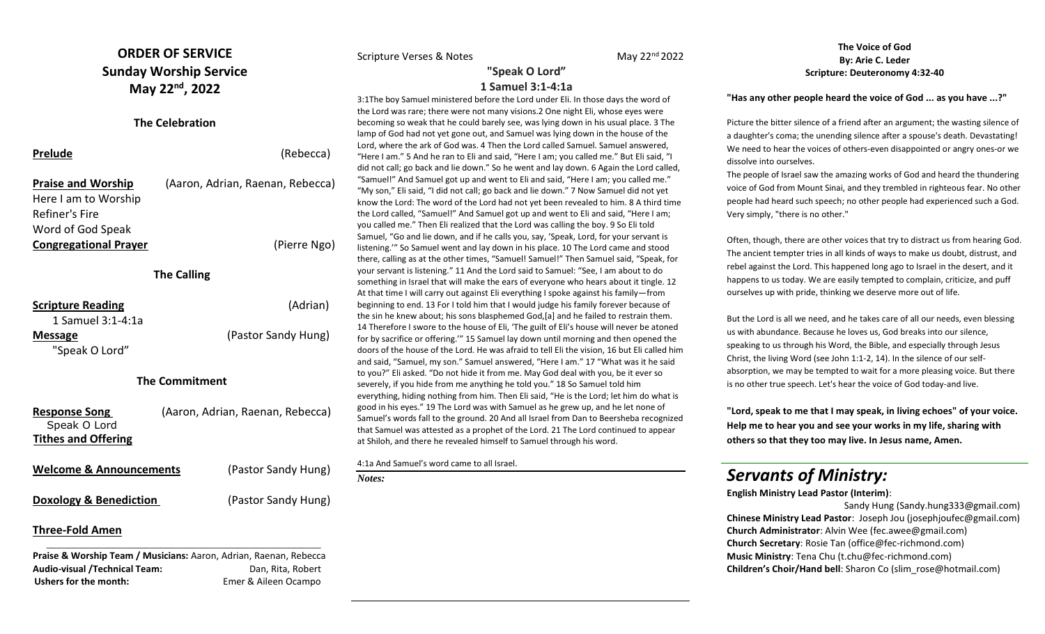# ORDER OF SERVICE
## Sunday Worship Service
## May 22nd, 2022

### The Celebration

**Prelude** (Rebecca)

**Praise and Worship** (Aaron, Adrian, Raenan, Rebecca)
Here I am to Worship
Refiner's Fire
Word of God Speak

**Congregational Prayer** (Pierre Ngo)

### The Calling

**Scripture Reading** (Adrian)
1 Samuel 3:1-4:1a

**Message** (Pastor Sandy Hung)
"Speak O Lord"

### The Commitment

**Response Song** (Aaron, Adrian, Raenan, Rebecca)
Speak O Lord

**Tithes and Offering**

**Welcome & Announcements** (Pastor Sandy Hung)

**Doxology & Benediction** (Pastor Sandy Hung)

**Three-Fold Amen**

**Praise & Worship Team / Musicians:** Aaron, Adrian, Raenan, Rebecca
**Audio-visual /Technical Team:** Dan, Rita, Robert
**Ushers for the month:** Emer & Aileen Ocampo

---

Scripture Verses & Notes — May 22nd 2022

## "Speak O Lord"
## 1 Samuel 3:1-4:1a

3:1The boy Samuel ministered before the Lord under Eli. In those days the word of the Lord was rare; there were not many visions.2 One night Eli, whose eyes were becoming so weak that he could barely see, was lying down in his usual place. 3 The lamp of God had not yet gone out, and Samuel was lying down in the house of the Lord, where the ark of God was. 4 Then the Lord called Samuel. Samuel answered, "Here I am." 5 And he ran to Eli and said, "Here I am; you called me." But Eli said, "I did not call; go back and lie down." So he went and lay down. 6 Again the Lord called, "Samuel!" And Samuel got up and went to Eli and said, "Here I am; you called me." "My son," Eli said, "I did not call; go back and lie down." 7 Now Samuel did not yet know the Lord: The word of the Lord had not yet been revealed to him. 8 A third time the Lord called, "Samuel!" And Samuel got up and went to Eli and said, "Here I am; you called me." Then Eli realized that the Lord was calling the boy. 9 So Eli told Samuel, "Go and lie down, and if he calls you, say, 'Speak, Lord, for your servant is listening.'" So Samuel went and lay down in his place. 10 The Lord came and stood there, calling as at the other times, "Samuel! Samuel!" Then Samuel said, "Speak, for your servant is listening." 11 And the Lord said to Samuel: "See, I am about to do something in Israel that will make the ears of everyone who hears about it tingle. 12 At that time I will carry out against Eli everything I spoke against his family—from beginning to end. 13 For I told him that I would judge his family forever because of the sin he knew about; his sons blasphemed God,[a] and he failed to restrain them. 14 Therefore I swore to the house of Eli, 'The guilt of Eli's house will never be atoned for by sacrifice or offering.'" 15 Samuel lay down until morning and then opened the doors of the house of the Lord. He was afraid to tell Eli the vision, 16 but Eli called him and said, "Samuel, my son." Samuel answered, "Here I am." 17 "What was it he said to you?" Eli asked. "Do not hide it from me. May God deal with you, be it ever so severely, if you hide from me anything he told you." 18 So Samuel told him everything, hiding nothing from him. Then Eli said, "He is the Lord; let him do what is good in his eyes." 19 The Lord was with Samuel as he grew up, and he let none of Samuel's words fall to the ground. 20 And all Israel from Dan to Beersheba recognized that Samuel was attested as a prophet of the Lord. 21 The Lord continued to appear at Shiloh, and there he revealed himself to Samuel through his word.

4:1a And Samuel's word came to all Israel.

*Notes:*

---

**The Voice of God**
**By: Arie C. Leder**
**Scripture: Deuteronomy 4:32-40**

**"Has any other people heard the voice of God ... as you have ...?"**

Picture the bitter silence of a friend after an argument; the wasting silence of a daughter's coma; the unending silence after a spouse's death. Devastating! We need to hear the voices of others-even disappointed or angry ones-or we dissolve into ourselves.

The people of Israel saw the amazing works of God and heard the thundering voice of God from Mount Sinai, and they trembled in righteous fear. No other people had heard such speech; no other people had experienced such a God. Very simply, "there is no other."

Often, though, there are other voices that try to distract us from hearing God. The ancient tempter tries in all kinds of ways to make us doubt, distrust, and rebel against the Lord. This happened long ago to Israel in the desert, and it happens to us today. We are easily tempted to complain, criticize, and puff ourselves up with pride, thinking we deserve more out of life.

But the Lord is all we need, and he takes care of all our needs, even blessing us with abundance. Because he loves us, God breaks into our silence, speaking to us through his Word, the Bible, and especially through Jesus Christ, the living Word (see John 1:1-2, 14). In the silence of our self-absorption, we may be tempted to wait for a more pleasing voice. But there is no other true speech. Let's hear the voice of God today-and live.

**"Lord, speak to me that I may speak, in living echoes" of your voice. Help me to hear you and see your works in my life, sharing with others so that they too may live. In Jesus name, Amen.**

# *Servants of Ministry:*

**English Ministry Lead Pastor (Interim)**: Sandy Hung (Sandy.hung333@gmail.com)
**Chinese Ministry Lead Pastor**: Joseph Jou (josephjoufec@gmail.com)
**Church Administrator**: Alvin Wee (fec.awee@gmail.com)
**Church Secretary**: Rosie Tan (office@fec-richmond.com)
**Music Ministry**: Tena Chu (t.chu@fec-richmond.com)
**Children's Choir/Hand bell**: Sharon Co (slim_rose@hotmail.com)